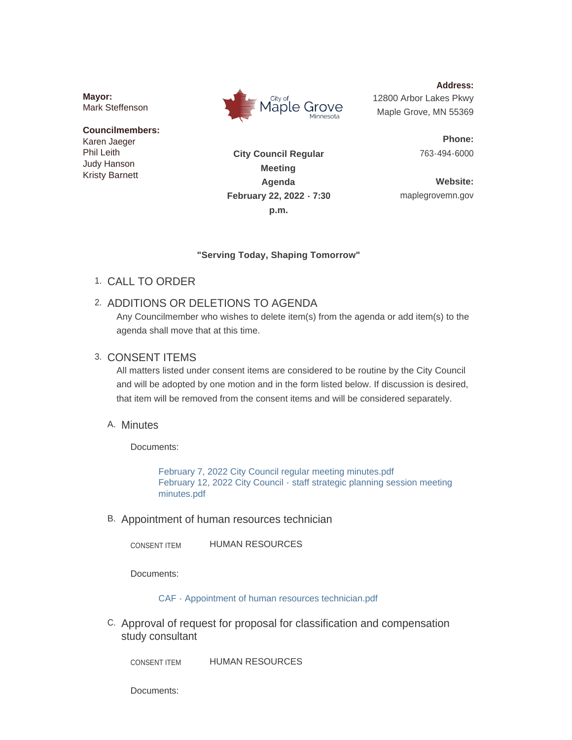**Mayor:**
Mark Steffenson

**Councilmembers:**
Karen Jaeger
Phil Leith
Judy Hanson
Kristy Barnett

City of Maple Grove Minnesota

**City Council Regular Meeting Agenda**
**February 22, 2022 - 7:30 p.m.**

**Address:**
12800 Arbor Lakes Pkwy
Maple Grove, MN 55369

**Phone:**
763-494-6000

**Website:**
maplegrovemn.gov

**"Serving Today, Shaping Tomorrow"**

1. CALL TO ORDER

2. ADDITIONS OR DELETIONS TO AGENDA

   Any Councilmember who wishes to delete item(s) from the agenda or add item(s) to the agenda shall move that at this time.

3. CONSENT ITEMS

   All matters listed under consent items are considered to be routine by the City Council and will be adopted by one motion and in the form listed below. If discussion is desired, that item will be removed from the consent items and will be considered separately.

   A. Minutes

      Documents:

      - February 7, 2022 City Council regular meeting minutes.pdf
      - February 12, 2022 City Council - staff strategic planning session meeting minutes.pdf

   B. Appointment of human resources technician

      CONSENT ITEM HUMAN RESOURCES

      Documents:

      - CAF - Appointment of human resources technician.pdf

   C. Approval of request for proposal for classification and compensation study consultant

      CONSENT ITEM HUMAN RESOURCES

      Documents: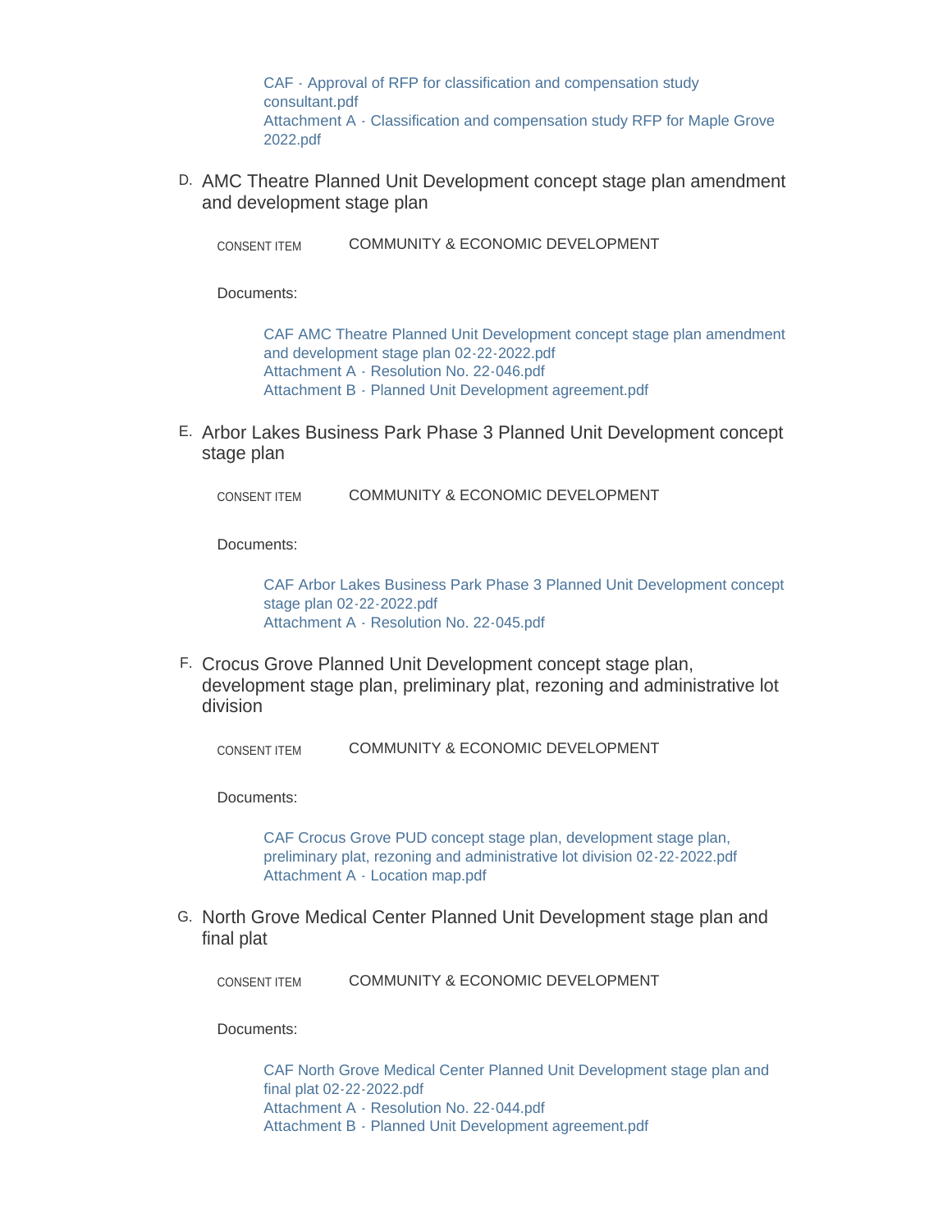CAF - Approval of RFP for classification and compensation study consultant.pdf
Attachment A - Classification and compensation study RFP for Maple Grove 2022.pdf

D. AMC Theatre Planned Unit Development concept stage plan amendment and development stage plan

CONSENT ITEM COMMUNITY & ECONOMIC DEVELOPMENT

Documents:

CAF AMC Theatre Planned Unit Development concept stage plan amendment and development stage plan 02-22-2022.pdf
Attachment A - Resolution No. 22-046.pdf
Attachment B - Planned Unit Development agreement.pdf

E. Arbor Lakes Business Park Phase 3 Planned Unit Development concept stage plan

CONSENT ITEM COMMUNITY & ECONOMIC DEVELOPMENT

Documents:

CAF Arbor Lakes Business Park Phase 3 Planned Unit Development concept stage plan 02-22-2022.pdf
Attachment A - Resolution No. 22-045.pdf

F. Crocus Grove Planned Unit Development concept stage plan, development stage plan, preliminary plat, rezoning and administrative lot division

CONSENT ITEM COMMUNITY & ECONOMIC DEVELOPMENT

Documents:

CAF Crocus Grove PUD concept stage plan, development stage plan, preliminary plat, rezoning and administrative lot division 02-22-2022.pdf
Attachment A - Location map.pdf

G. North Grove Medical Center Planned Unit Development stage plan and final plat

CONSENT ITEM COMMUNITY & ECONOMIC DEVELOPMENT

Documents:

CAF North Grove Medical Center Planned Unit Development stage plan and final plat 02-22-2022.pdf
Attachment A - Resolution No. 22-044.pdf
Attachment B - Planned Unit Development agreement.pdf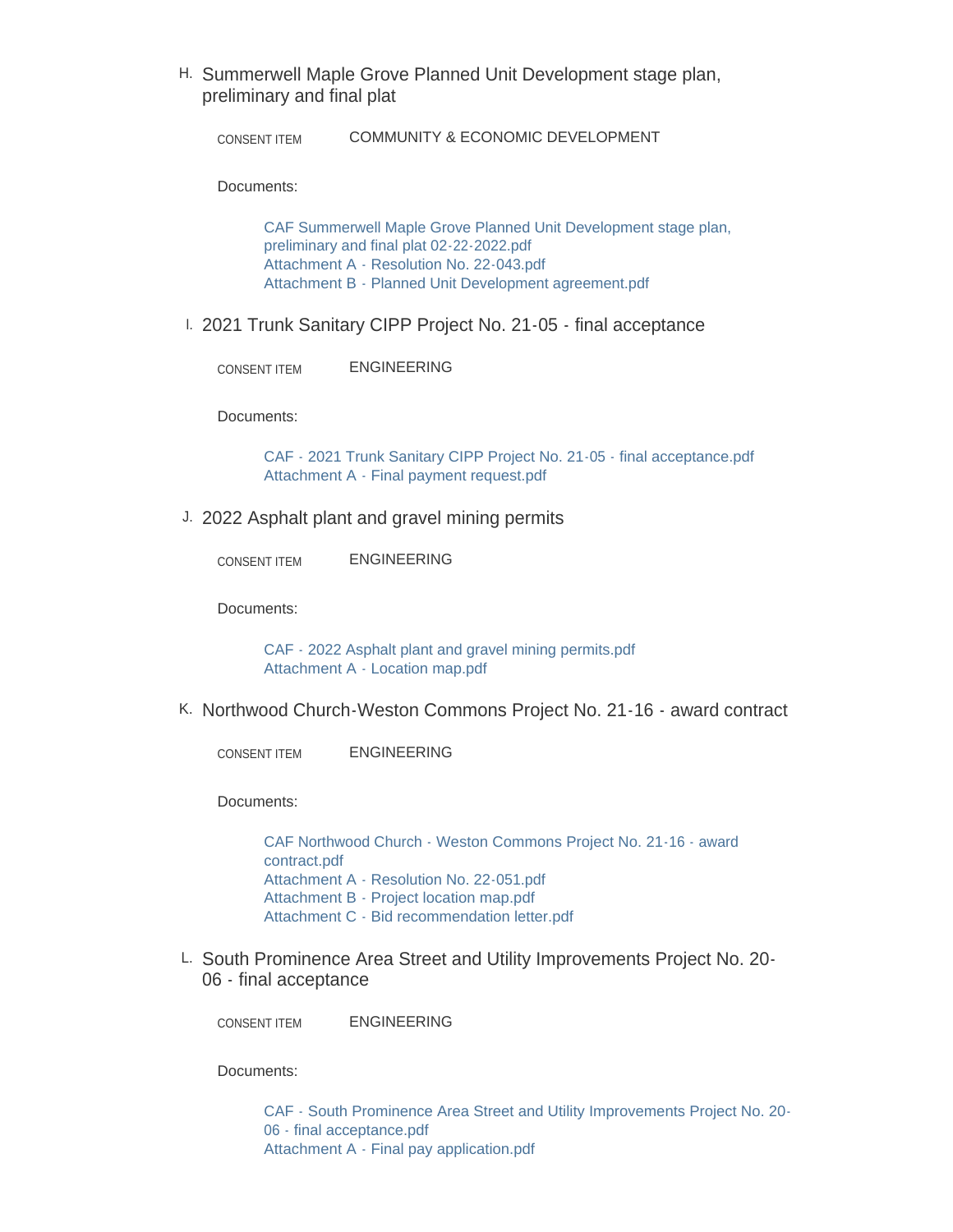H. Summerwell Maple Grove Planned Unit Development stage plan, preliminary and final plat

CONSENT ITEM COMMUNITY & ECONOMIC DEVELOPMENT

Documents:

- CAF Summerwell Maple Grove Planned Unit Development stage plan, preliminary and final plat 02-22-2022.pdf
- Attachment A - Resolution No. 22-043.pdf
- Attachment B - Planned Unit Development agreement.pdf

I. 2021 Trunk Sanitary CIPP Project No. 21-05 - final acceptance

CONSENT ITEM ENGINEERING

Documents:

- CAF - 2021 Trunk Sanitary CIPP Project No. 21-05 - final acceptance.pdf
- Attachment A - Final payment request.pdf

J. 2022 Asphalt plant and gravel mining permits

CONSENT ITEM ENGINEERING

Documents:

- CAF - 2022 Asphalt plant and gravel mining permits.pdf
- Attachment A - Location map.pdf

K. Northwood Church-Weston Commons Project No. 21-16 - award contract

CONSENT ITEM ENGINEERING

Documents:

- CAF Northwood Church - Weston Commons Project No. 21-16 - award contract.pdf
- Attachment A - Resolution No. 22-051.pdf
- Attachment B - Project location map.pdf
- Attachment C - Bid recommendation letter.pdf

L. South Prominence Area Street and Utility Improvements Project No. 20-06 - final acceptance

CONSENT ITEM ENGINEERING

Documents:

- CAF - South Prominence Area Street and Utility Improvements Project No. 20-06 - final acceptance.pdf
- Attachment A - Final pay application.pdf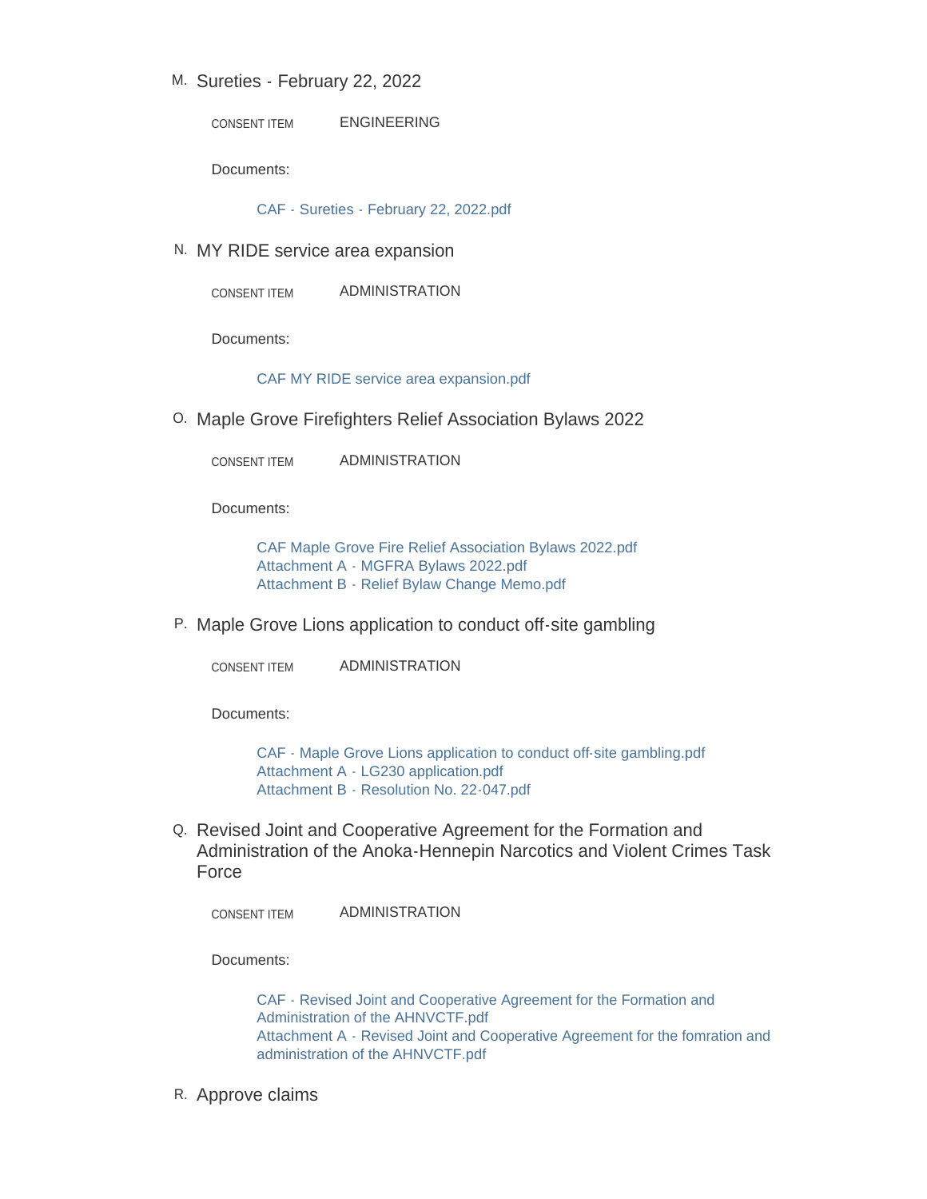M. Sureties - February 22, 2022

CONSENT ITEM ENGINEERING

Documents:

CAF - Sureties - February 22, 2022.pdf

N. MY RIDE service area expansion

CONSENT ITEM ADMINISTRATION

Documents:

CAF MY RIDE service area expansion.pdf

O. Maple Grove Firefighters Relief Association Bylaws 2022

CONSENT ITEM ADMINISTRATION

Documents:

CAF Maple Grove Fire Relief Association Bylaws 2022.pdf
Attachment A - MGFRA Bylaws 2022.pdf
Attachment B - Relief Bylaw Change Memo.pdf

P. Maple Grove Lions application to conduct off-site gambling

CONSENT ITEM ADMINISTRATION

Documents:

CAF - Maple Grove Lions application to conduct off-site gambling.pdf
Attachment A - LG230 application.pdf
Attachment B - Resolution No. 22-047.pdf

Q. Revised Joint and Cooperative Agreement for the Formation and Administration of the Anoka-Hennepin Narcotics and Violent Crimes Task Force

CONSENT ITEM ADMINISTRATION

Documents:

CAF - Revised Joint and Cooperative Agreement for the Formation and Administration of the AHNVCTF.pdf
Attachment A - Revised Joint and Cooperative Agreement for the fomration and administration of the AHNVCTF.pdf

R. Approve claims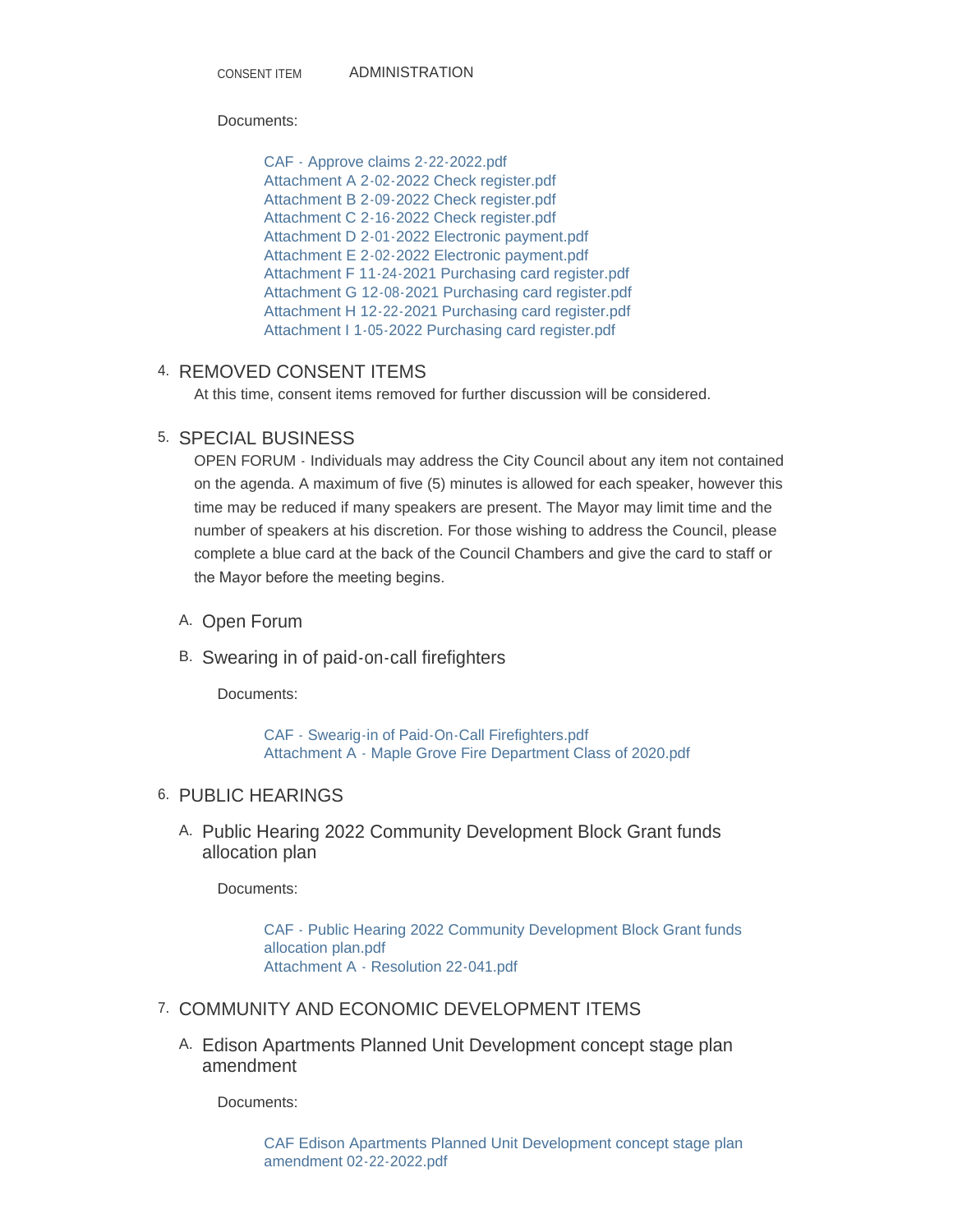CONSENT ITEM ADMINISTRATION

Documents:

- CAF - Approve claims 2-22-2022.pdf
- Attachment A 2-02-2022 Check register.pdf
- Attachment B 2-09-2022 Check register.pdf
- Attachment C 2-16-2022 Check register.pdf
- Attachment D 2-01-2022 Electronic payment.pdf
- Attachment E 2-02-2022 Electronic payment.pdf
- Attachment F 11-24-2021 Purchasing card register.pdf
- Attachment G 12-08-2021 Purchasing card register.pdf
- Attachment H 12-22-2021 Purchasing card register.pdf
- Attachment I 1-05-2022 Purchasing card register.pdf

## 4. REMOVED CONSENT ITEMS

At this time, consent items removed for further discussion will be considered.

## 5. SPECIAL BUSINESS

OPEN FORUM - Individuals may address the City Council about any item not contained on the agenda. A maximum of five (5) minutes is allowed for each speaker, however this time may be reduced if many speakers are present. The Mayor may limit time and the number of speakers at his discretion. For those wishing to address the Council, please complete a blue card at the back of the Council Chambers and give the card to staff or the Mayor before the meeting begins.

### A. Open Forum

### B. Swearing in of paid-on-call firefighters

Documents:

- CAF - Swearig-in of Paid-On-Call Firefighters.pdf
- Attachment A - Maple Grove Fire Department Class of 2020.pdf

## 6. PUBLIC HEARINGS

### A. Public Hearing 2022 Community Development Block Grant funds allocation plan

Documents:

- CAF - Public Hearing 2022 Community Development Block Grant funds allocation plan.pdf
- Attachment A - Resolution 22-041.pdf

## 7. COMMUNITY AND ECONOMIC DEVELOPMENT ITEMS

### A. Edison Apartments Planned Unit Development concept stage plan amendment

Documents:

- CAF Edison Apartments Planned Unit Development concept stage plan amendment 02-22-2022.pdf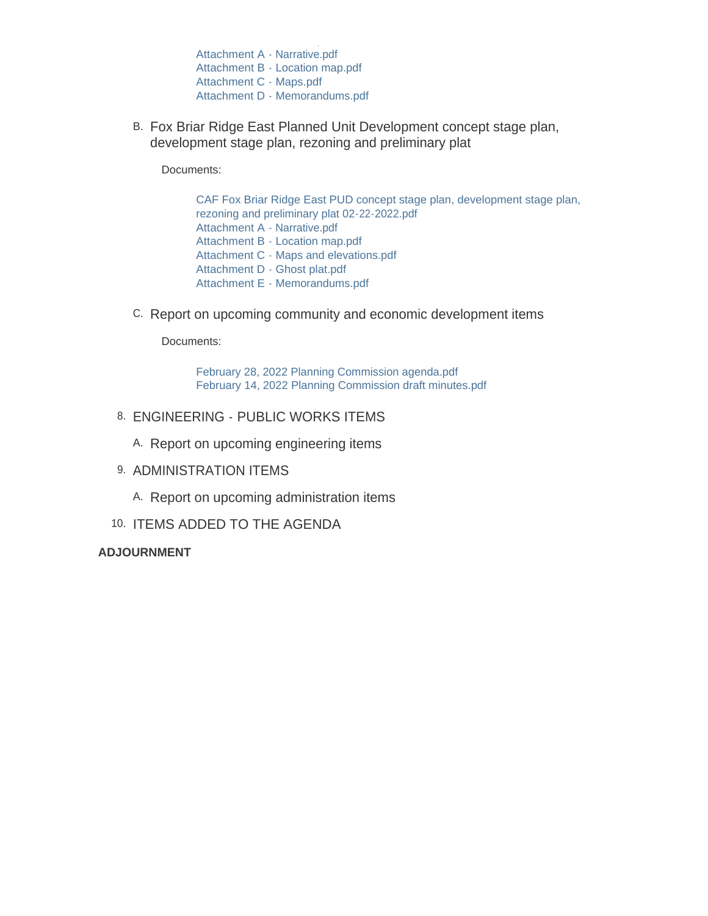Attachment A - Narrative.pdf
Attachment B - Location map.pdf
Attachment C - Maps.pdf
Attachment D - Memorandums.pdf

B. Fox Briar Ridge East Planned Unit Development concept stage plan, development stage plan, rezoning and preliminary plat

Documents:

CAF Fox Briar Ridge East PUD concept stage plan, development stage plan, rezoning and preliminary plat 02-22-2022.pdf
Attachment A - Narrative.pdf
Attachment B - Location map.pdf
Attachment C - Maps and elevations.pdf
Attachment D - Ghost plat.pdf
Attachment E - Memorandums.pdf

C. Report on upcoming community and economic development items

Documents:

February 28, 2022 Planning Commission agenda.pdf
February 14, 2022 Planning Commission draft minutes.pdf

8. ENGINEERING - PUBLIC WORKS ITEMS

A. Report on upcoming engineering items

9. ADMINISTRATION ITEMS

A. Report on upcoming administration items

10. ITEMS ADDED TO THE AGENDA

**ADJOURNMENT**